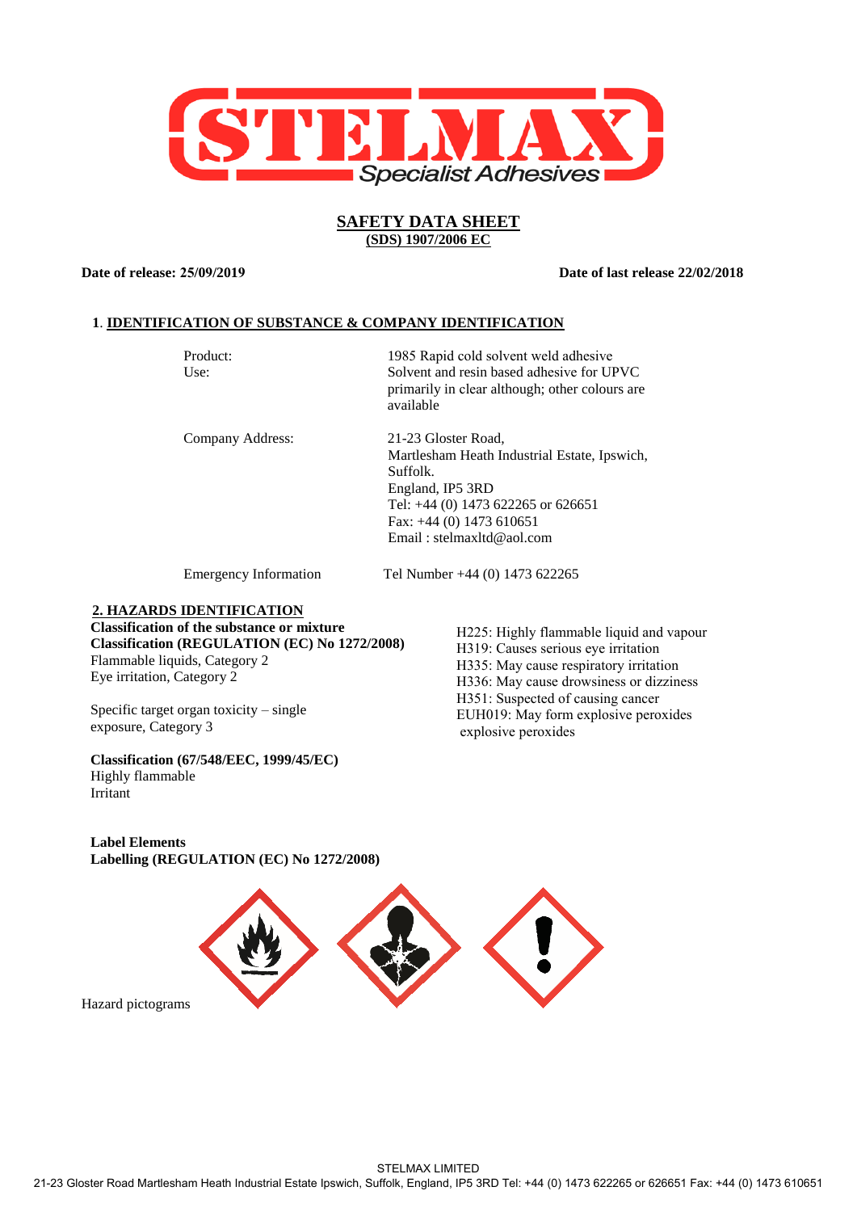# SAFETY DATA SHEET

**(SDS) 1907/2006 EC**

**Date of release: 25/09/2019** **Date of last release 22/02/2018**

## 1. IDENTIFICATION OF SUBSTANCE & COMPANY IDENTIFICATION

Product: 1985 Rapid cold solvent weld adhesive

Use: Solvent and resin based adhesive for UPVC primarily in clear although; other colours are available

Company Address: 21-23 Gloster Road, Martlesham Heath Industrial Estate, Ipswich, Suffolk. England, IP5 3RD
Tel: +44 (0) 1473 622265 or 626651
Fax: +44 (0) 1473 610651
Email : stelmaxltd@aol.com

Emergency Information Tel Number +44 (0) 1473 622265

## 2. HAZARDS IDENTIFICATION

**Classification of the substance or mixture**

**Classification (REGULATION (EC) No 1272/2008)**

Flammable liquids, Category 2
Eye irritation, Category 2

Specific target organ toxicity – single exposure, Category 3

H225: Highly flammable liquid and vapour
H319: Causes serious eye irritation
H335: May cause respiratory irritation
H336: May cause drowsiness or dizziness
H351: Suspected of causing cancer
EUH019: May form explosive peroxides
explosive peroxides

**Classification (67/548/EEC, 1999/45/EC)**

Highly flammable
Irritant

**Label Elements**

**Labelling (REGULATION (EC) No 1272/2008)**

Hazard pictograms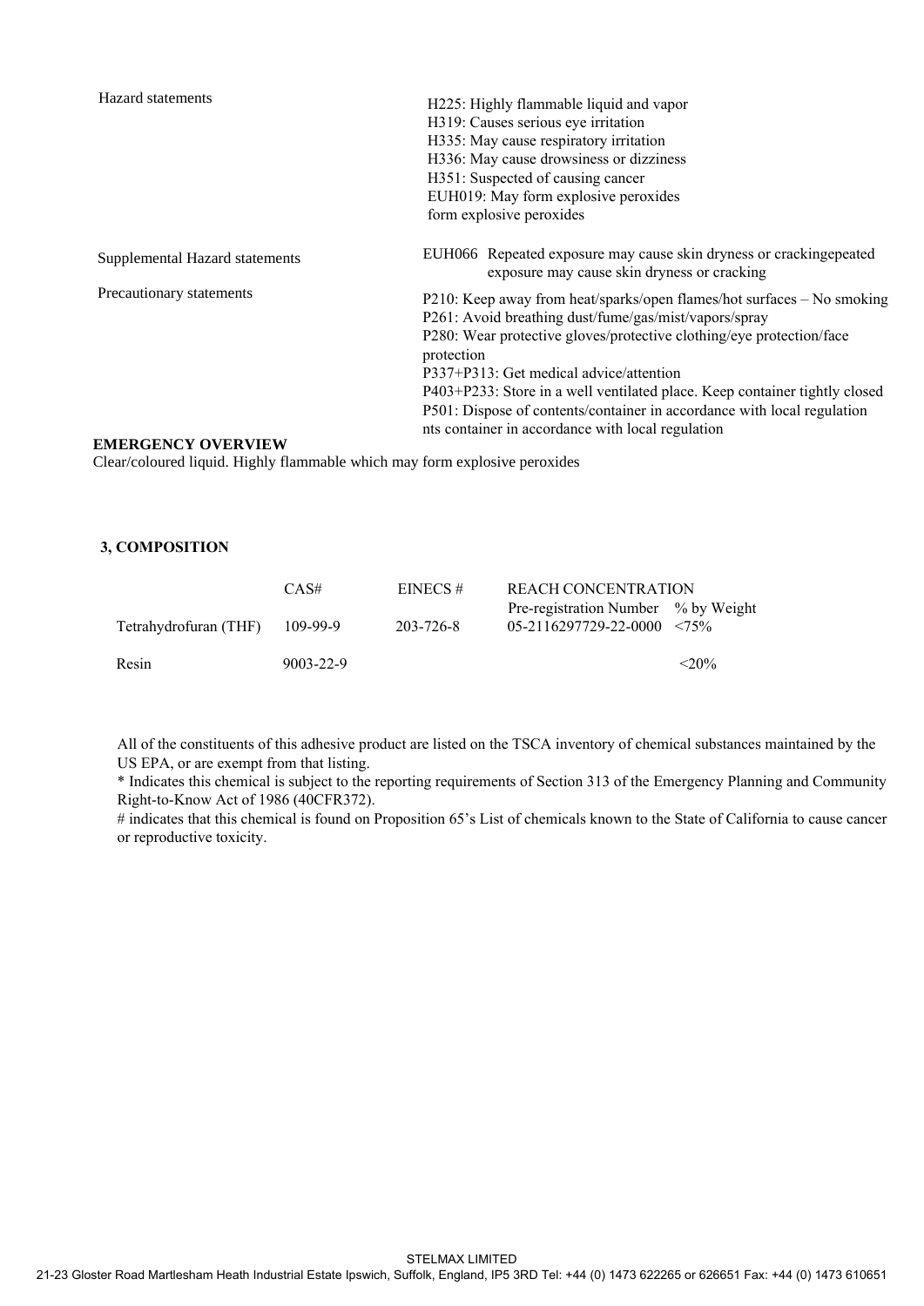| | |
|---|---|
| Hazard statements | H225: Highly flammable liquid and vapor<br>H319: Causes serious eye irritation<br>H335: May cause respiratory irritation<br>H336: May cause drowsiness or dizziness<br>H351: Suspected of causing cancer<br>EUH019: May form explosive peroxides<br>form explosive peroxides |
| Supplemental Hazard statements | EUH066 Repeated exposure may cause skin dryness or crackingepeated exposure may cause skin dryness or cracking |
| Precautionary statements | P210: Keep away from heat/sparks/open flames/hot surfaces – No smoking<br>P261: Avoid breathing dust/fume/gas/mist/vapors/spray<br>P280: Wear protective gloves/protective clothing/eye protection/face protection<br>P337+P313: Get medical advice/attention<br>P403+P233: Store in a well ventilated place. Keep container tightly closed<br>P501: Dispose of contents/container in accordance with local regulation nts container in accordance with local regulation |

**EMERGENCY OVERVIEW**

Clear/coloured liquid. Highly flammable which may form explosive peroxides

## 3, COMPOSITION

| | CAS# | EINECS # | REACH CONCENTRATION Pre-registration Number | % by Weight |
|---|---|---|---|---|
| Tetrahydrofuran (THF) | 109-99-9 | 203-726-8 | 05-2116297729-22-0000 | <75% |
| Resin | 9003-22-9 | | | <20% |

All of the constituents of this adhesive product are listed on the TSCA inventory of chemical substances maintained by the US EPA, or are exempt from that listing.

* Indicates this chemical is subject to the reporting requirements of Section 313 of the Emergency Planning and Community Right-to-Know Act of 1986 (40CFR372).

# indicates that this chemical is found on Proposition 65's List of chemicals known to the State of California to cause cancer or reproductive toxicity.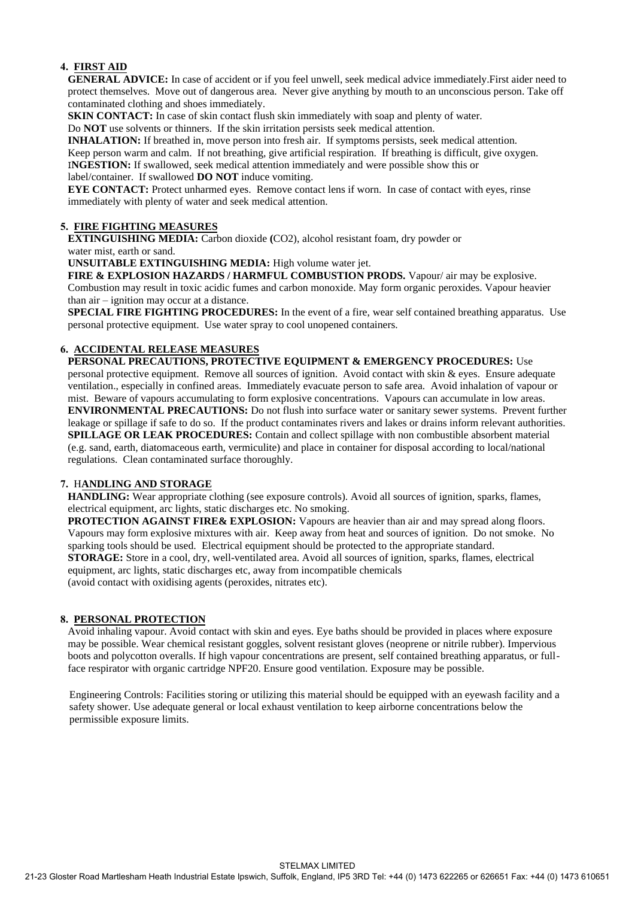## 4. FIRST AID

**GENERAL ADVICE:** In case of accident or if you feel unwell, seek medical advice immediately.First aider need to protect themselves. Move out of dangerous area. Never give anything by mouth to an unconscious person. Take off contaminated clothing and shoes immediately.

**SKIN CONTACT:** In case of skin contact flush skin immediately with soap and plenty of water. Do **NOT** use solvents or thinners. If the skin irritation persists seek medical attention.

**INHALATION:** If breathed in, move person into fresh air. If symptoms persists, seek medical attention. Keep person warm and calm. If not breathing, give artificial respiration. If breathing is difficult, give oxygen.

**INGESTION:** If swallowed, seek medical attention immediately and were possible show this or label/container. If swallowed **DO NOT** induce vomiting.

**EYE CONTACT:** Protect unharmed eyes. Remove contact lens if worn. In case of contact with eyes, rinse immediately with plenty of water and seek medical attention.

## 5. FIRE FIGHTING MEASURES

**EXTINGUISHING MEDIA:** Carbon dioxide **(**$CO_2$), alcohol resistant foam, dry powder or water mist, earth or sand.

**UNSUITABLE EXTINGUISHING MEDIA:** High volume water jet.

**FIRE & EXPLOSION HAZARDS / HARMFUL COMBUSTION PRODS.** Vapour/ air may be explosive. Combustion may result in toxic acidic fumes and carbon monoxide. May form organic peroxides. Vapour heavier than air – ignition may occur at a distance.

**SPECIAL FIRE FIGHTING PROCEDURES:** In the event of a fire, wear self contained breathing apparatus. Use personal protective equipment. Use water spray to cool unopened containers.

## 6. ACCIDENTAL RELEASE MEASURES

**PERSONAL PRECAUTIONS, PROTECTIVE EQUIPMENT & EMERGENCY PROCEDURES:** Use personal protective equipment. Remove all sources of ignition. Avoid contact with skin & eyes. Ensure adequate ventilation., especially in confined areas. Immediately evacuate person to safe area. Avoid inhalation of vapour or mist. Beware of vapours accumulating to form explosive concentrations. Vapours can accumulate in low areas.

**ENVIRONMENTAL PRECAUTIONS:** Do not flush into surface water or sanitary sewer systems. Prevent further leakage or spillage if safe to do so. If the product contaminates rivers and lakes or drains inform relevant authorities.

**SPILLAGE OR LEAK PROCEDURES:** Contain and collect spillage with non combustible absorbent material (e.g. sand, earth, diatomaceous earth, vermiculite) and place in container for disposal according to local/national regulations. Clean contaminated surface thoroughly.

## 7. HANDLING AND STORAGE

**HANDLING:** Wear appropriate clothing (see exposure controls). Avoid all sources of ignition, sparks, flames, electrical equipment, arc lights, static discharges etc. No smoking.

**PROTECTION AGAINST FIRE& EXPLOSION:** Vapours are heavier than air and may spread along floors. Vapours may form explosive mixtures with air. Keep away from heat and sources of ignition. Do not smoke. No sparking tools should be used. Electrical equipment should be protected to the appropriate standard.

**STORAGE:** Store in a cool, dry, well-ventilated area. Avoid all sources of ignition, sparks, flames, electrical equipment, arc lights, static discharges etc, away from incompatible chemicals (avoid contact with oxidising agents (peroxides, nitrates etc).

## 8. PERSONAL PROTECTION

Avoid inhaling vapour. Avoid contact with skin and eyes. Eye baths should be provided in places where exposure may be possible. Wear chemical resistant goggles, solvent resistant gloves (neoprene or nitrile rubber). Impervious boots and polycotton overalls. If high vapour concentrations are present, self contained breathing apparatus, or full-face respirator with organic cartridge NPF20. Ensure good ventilation. Exposure may be possible.

Engineering Controls: Facilities storing or utilizing this material should be equipped with an eyewash facility and a safety shower. Use adequate general or local exhaust ventilation to keep airborne concentrations below the permissible exposure limits.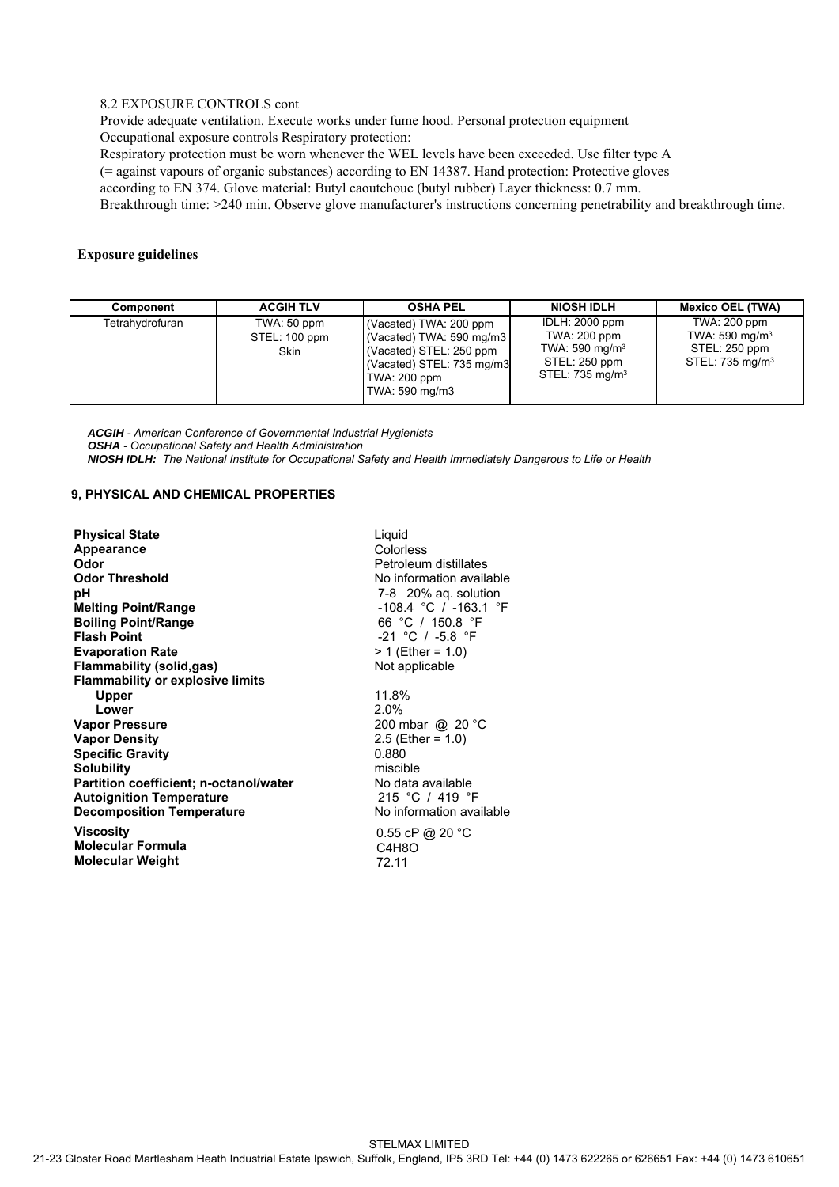8.2 EXPOSURE CONTROLS cont

Provide adequate ventilation. Execute works under fume hood. Personal protection equipment
Occupational exposure controls Respiratory protection:
Respiratory protection must be worn whenever the WEL levels have been exceeded. Use filter type A
(= against vapours of organic substances) according to EN 14387. Hand protection: Protective gloves
according to EN 374. Glove material: Butyl caoutchouc (butyl rubber) Layer thickness: 0.7 mm.
Breakthrough time: >240 min. Observe glove manufacturer's instructions concerning penetrability and breakthrough time.

**Exposure guidelines**

| Component | ACGIH TLV | OSHA PEL | NIOSH IDLH | Mexico OEL (TWA) |
|---|---|---|---|---|
| Tetrahydrofuran | TWA: 50 ppm<br>STEL: 100 ppm<br>Skin | (Vacated) TWA: 200 ppm<br>(Vacated) TWA: 590 mg/m3<br>(Vacated) STEL: 250 ppm<br>(Vacated) STEL: 735 mg/m3<br>TWA: 200 ppm<br>TWA: 590 mg/m3 | IDLH: 2000 ppm<br>TWA: 200 ppm<br>TWA: 590 mg/m$^3$<br>STEL: 250 ppm<br>STEL: 735 mg/m$^3$ | TWA: 200 ppm<br>TWA: 590 mg/m$^3$<br>STEL: 250 ppm<br>STEL: 735 mg/m$^3$ |

***ACGIH*** *- American Conference of Governmental Industrial Hygienists*
***OSHA*** *- Occupational Safety and Health Administration*
***NIOSH IDLH:*** *The National Institute for Occupational Safety and Health Immediately Dangerous to Life or Health*

**9, PHYSICAL AND CHEMICAL PROPERTIES**

| | |
|---|---|
| **Physical State** | Liquid |
| **Appearance** | Colorless |
| **Odor** | Petroleum distillates |
| **Odor Threshold** | No information available |
| **pH** | 7-8 20% aq. solution |
| **Melting Point/Range** | -108.4 °C / -163.1 °F |
| **Boiling Point/Range** | 66 °C / 150.8 °F |
| **Flash Point** | -21 °C / -5.8 °F |
| **Evaporation Rate** | > 1 (Ether = 1.0) |
| **Flammability (solid,gas)** | Not applicable |
| **Flammability or explosive limits** | |
| **Upper** | 11.8% |
| **Lower** | 2.0% |
| **Vapor Pressure** | 200 mbar @ 20 °C |
| **Vapor Density** | 2.5 (Ether = 1.0) |
| **Specific Gravity** | 0.880 |
| **Solubility** | miscible |
| **Partition coefficient; n-octanol/water** | No data available |
| **Autoignition Temperature** | 215 °C / 419 °F |
| **Decomposition Temperature** | No information available |
| **Viscosity** | 0.55 cP @ 20 °C |
| **Molecular Formula** | $C_4H_8O$ |
| **Molecular Weight** | 72.11 |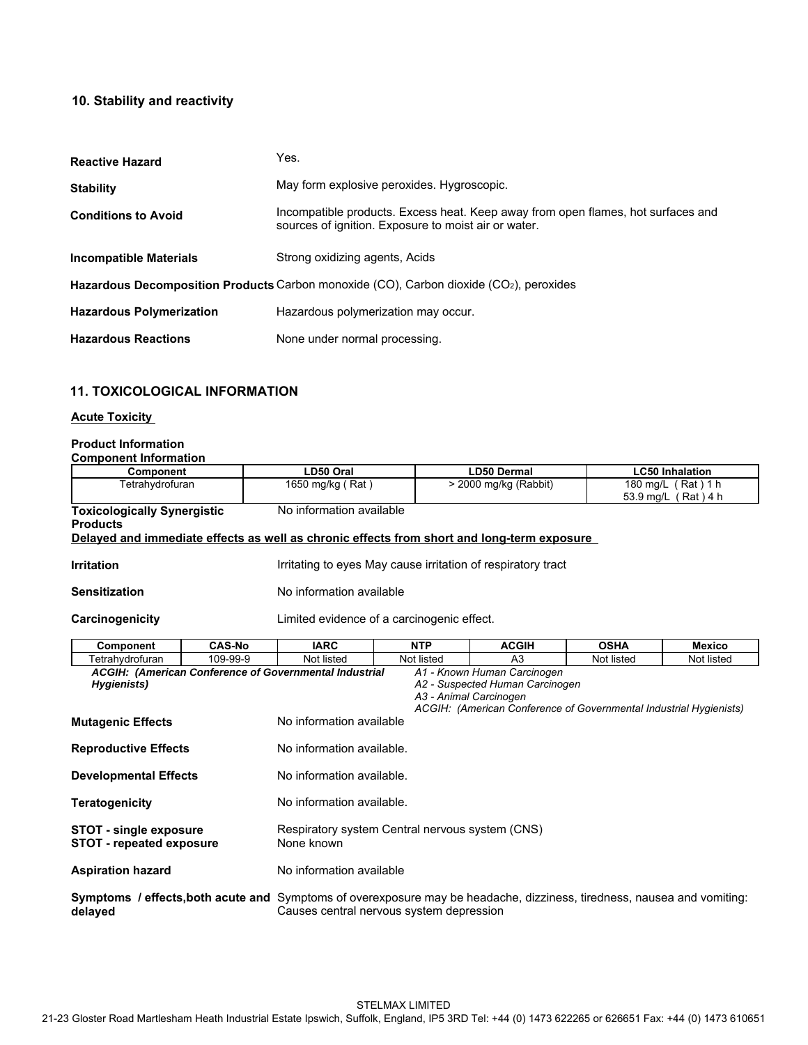## 10. Stability and reactivity

**Reactive Hazard** Yes.

**Stability** May form explosive peroxides. Hygroscopic.

**Conditions to Avoid** Incompatible products. Excess heat. Keep away from open flames, hot surfaces and sources of ignition. Exposure to moist air or water.

**Incompatible Materials** Strong oxidizing agents, Acids

**Hazardous Decomposition Products** Carbon monoxide (CO), Carbon dioxide ($CO_2$), peroxides

**Hazardous Polymerization** Hazardous polymerization may occur.

**Hazardous Reactions** None under normal processing.

## 11. TOXICOLOGICAL INFORMATION

**Acute Toxicity**

**Product Information**

**Component Information**

| Component | LD50 Oral | LD50 Dermal | LC50 Inhalation |
|---|---|---|---|
| Tetrahydrofuran | 1650 mg/kg ( Rat ) | > 2000 mg/kg (Rabbit) | 180 mg/L ( Rat ) 1 h<br>53.9 mg/L ( Rat ) 4 h |

**Toxicologically Synergistic Products** No information available

**Delayed and immediate effects as well as chronic effects from short and long-term exposure**

**Irritation** Irritating to eyes May cause irritation of respiratory tract

**Sensitization** No information available

**Carcinogenicity** Limited evidence of a carcinogenic effect.

| Component | CAS-No | IARC | NTP | ACGIH | OSHA | Mexico |
|---|---|---|---|---|---|---|
| Tetrahydrofuran | 109-99-9 | Not listed | Not listed | A3 | Not listed | Not listed |

*ACGIH: (American Conference of Governmental Industrial Hygienists)*

*A1 - Known Human Carcinogen*
*A2 - Suspected Human Carcinogen*
*A3 - Animal Carcinogen*
*ACGIH: (American Conference of Governmental Industrial Hygienists)*

**Mutagenic Effects** No information available

**Reproductive Effects** No information available.

**Developmental Effects** No information available.

**Teratogenicity** No information available.

**STOT - single exposure** Respiratory system Central nervous system (CNS)
**STOT - repeated exposure** None known

**Aspiration hazard** No information available

**Symptoms / effects,both acute and delayed** Symptoms of overexposure may be headache, dizziness, tiredness, nausea and vomiting: Causes central nervous system depression

STELMAX LIMITED
21-23 Gloster Road Martlesham Heath Industrial Estate Ipswich, Suffolk, England, IP5 3RD Tel: +44 (0) 1473 622265 or 626651 Fax: +44 (0) 1473 610651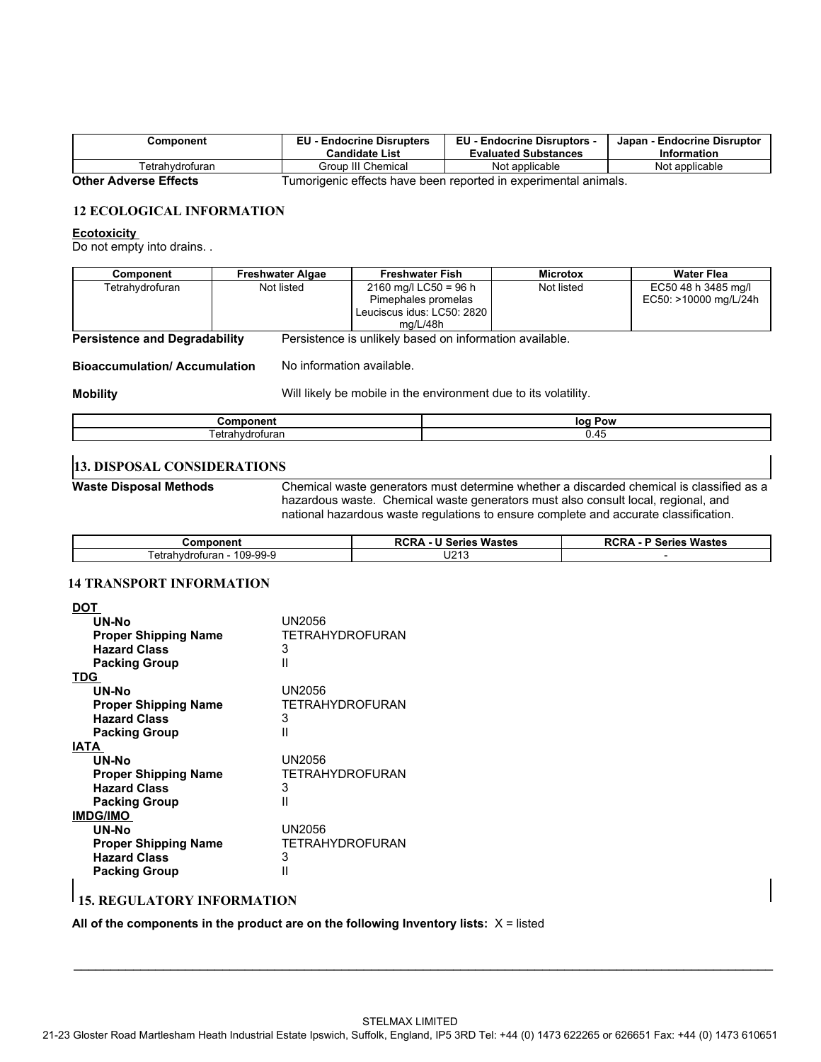| Component | EU - Endocrine Disrupters Candidate List | EU - Endocrine Disruptors - Evaluated Substances | Japan - Endocrine Disruptor Information |
|---|---|---|---|
| Tetrahydrofuran | Group III Chemical | Not applicable | Not applicable |

**Other Adverse Effects** Tumorigenic effects have been reported in experimental animals.

## 12 ECOLOGICAL INFORMATION

**Ecotoxicity**

Do not empty into drains. .

| Component | Freshwater Algae | Freshwater Fish | Microtox | Water Flea |
|---|---|---|---|---|
| Tetrahydrofuran | Not listed | 2160 mg/l LC50 = 96 h Pimephales promelas Leuciscus idus: LC50: 2820 mg/L/48h | Not listed | EC50 48 h 3485 mg/l EC50: >10000 mg/L/24h |

**Persistence and Degradability** Persistence is unlikely based on information available.

**Bioaccumulation/ Accumulation** No information available.

**Mobility** Will likely be mobile in the environment due to its volatility.

| Component | log Pow |
|---|---|
| Tetrahydrofuran | 0.45 |

## 13. DISPOSAL CONSIDERATIONS

**Waste Disposal Methods** Chemical waste generators must determine whether a discarded chemical is classified as a hazardous waste. Chemical waste generators must also consult local, regional, and national hazardous waste regulations to ensure complete and accurate classification.

| Component | RCRA - U Series Wastes | RCRA - P Series Wastes |
|---|---|---|
| Tetrahydrofuran - 109-99-9 | U213 | - |

## 14 TRANSPORT INFORMATION

**DOT**

- **UN-No** UN2056
- **Proper Shipping Name** TETRAHYDROFURAN
- **Hazard Class** 3
- **Packing Group** II

**TDG**

- **UN-No** UN2056
- **Proper Shipping Name** TETRAHYDROFURAN
- **Hazard Class** 3
- **Packing Group** II

**IATA**

- **UN-No** UN2056
- **Proper Shipping Name** TETRAHYDROFURAN
- **Hazard Class** 3
- **Packing Group** II

**IMDG/IMO**

- **UN-No** UN2056
- **Proper Shipping Name** TETRAHYDROFURAN
- **Hazard Class** 3
- **Packing Group** II

## 15. REGULATORY INFORMATION

**All of the components in the product are on the following Inventory lists:** X = listed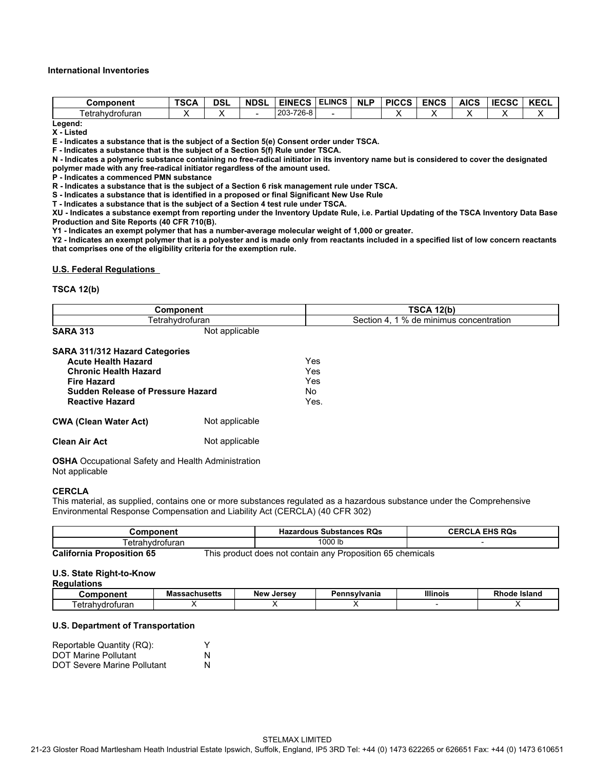**International Inventories**

| Component | TSCA | DSL | NDSL | EINECS | ELINCS | NLP | PICCS | ENCS | AICS | IECSC | KECL |
|---|---|---|---|---|---|---|---|---|---|---|---|
| Tetrahydrofuran | X | X | - | 203-726-8 | - | | X | X | X | X | X |

**Legend:**
**X - Listed**
**E - Indicates a substance that is the subject of a Section 5(e) Consent order under TSCA.**
**F - Indicates a substance that is the subject of a Section 5(f) Rule under TSCA.**
**N - Indicates a polymeric substance containing no free-radical initiator in its inventory name but is considered to cover the designated polymer made with any free-radical initiator regardless of the amount used.**
**P - Indicates a commenced PMN substance**
**R - Indicates a substance that is the subject of a Section 6 risk management rule under TSCA.**
**S - Indicates a substance that is identified in a proposed or final Significant New Use Rule**
**T - Indicates a substance that is the subject of a Section 4 test rule under TSCA.**
**XU - Indicates a substance exempt from reporting under the Inventory Update Rule, i.e. Partial Updating of the TSCA Inventory Data Base Production and Site Reports (40 CFR 710(B).**
**Y1 - Indicates an exempt polymer that has a number-average molecular weight of 1,000 or greater.**
**Y2 - Indicates an exempt polymer that is a polyester and is made only from reactants included in a specified list of low concern reactants that comprises one of the eligibility criteria for the exemption rule.**

**U.S. Federal Regulations**

**TSCA 12(b)**

| Component | TSCA 12(b) |
|---|---|
| Tetrahydrofuran | Section 4, 1 % de minimus concentration |

**SARA 313** Not applicable

**SARA 311/312 Hazard Categories**

| | |
|---|---|
| **Acute Health Hazard** | Yes |
| **Chronic Health Hazard** | Yes |
| **Fire Hazard** | Yes |
| **Sudden Release of Pressure Hazard** | No |
| **Reactive Hazard** | Yes. |

**CWA (Clean Water Act)** Not applicable

**Clean Air Act** Not applicable

**OSHA** Occupational Safety and Health Administration
Not applicable

**CERCLA**
This material, as supplied, contains one or more substances regulated as a hazardous substance under the Comprehensive Environmental Response Compensation and Liability Act (CERCLA) (40 CFR 302)

| Component | Hazardous Substances RQs | CERCLA EHS RQs |
|---|---|---|
| Tetrahydrofuran | 1000 lb | - |

**California Proposition 65** This product does not contain any Proposition 65 chemicals

**U.S. State Right-to-Know Regulations**

| Component | Massachusetts | New Jersey | Pennsylvania | Illinois | Rhode Island |
|---|---|---|---|---|---|
| Tetrahydrofuran | X | X | X | - | X |

**U.S. Department of Transportation**

| | |
|---|---|
| Reportable Quantity (RQ): | Y |
| DOT Marine Pollutant | N |
| DOT Severe Marine Pollutant | N |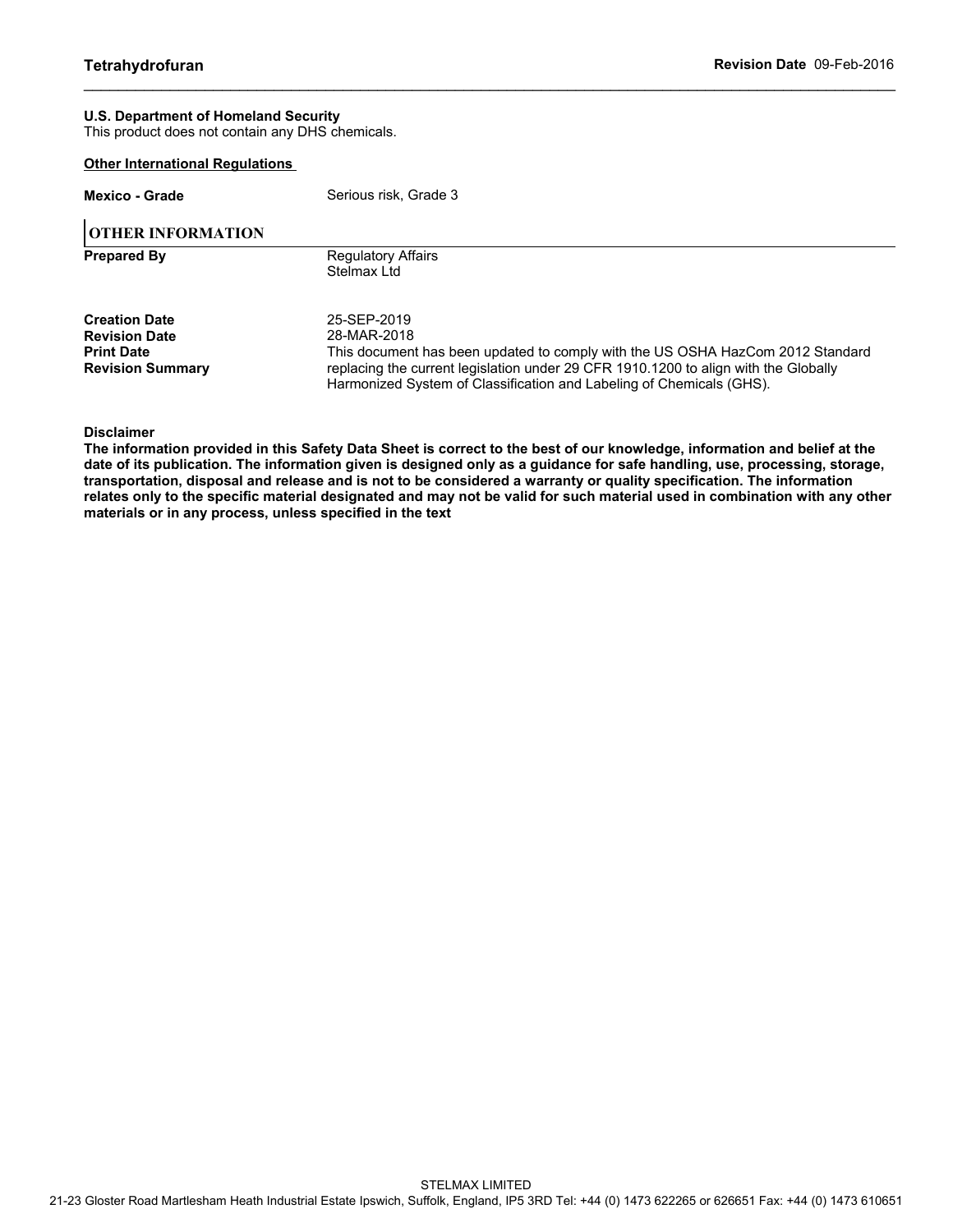**U.S. Department of Homeland Security**
This product does not contain any DHS chemicals.

**Other International Regulations**

| | |
|---|---|
| **Mexico - Grade** | Serious risk, Grade 3 |

## OTHER INFORMATION

| | |
|---|---|
| **Prepared By** | Regulatory Affairs<br>Stelmax Ltd |
| **Creation Date** | 25-SEP-2019 |
| **Revision Date** | 28-MAR-2018 |
| **Print Date** | |
| **Revision Summary** | This document has been updated to comply with the US OSHA HazCom 2012 Standard replacing the current legislation under 29 CFR 1910.1200 to align with the Globally Harmonized System of Classification and Labeling of Chemicals (GHS). |

**Disclaimer**

**The information provided in this Safety Data Sheet is correct to the best of our knowledge, information and belief at the date of its publication. The information given is designed only as a guidance for safe handling, use, processing, storage, transportation, disposal and release and is not to be considered a warranty or quality specification. The information relates only to the specific material designated and may not be valid for such material used in combination with any other materials or in any process, unless specified in the text**